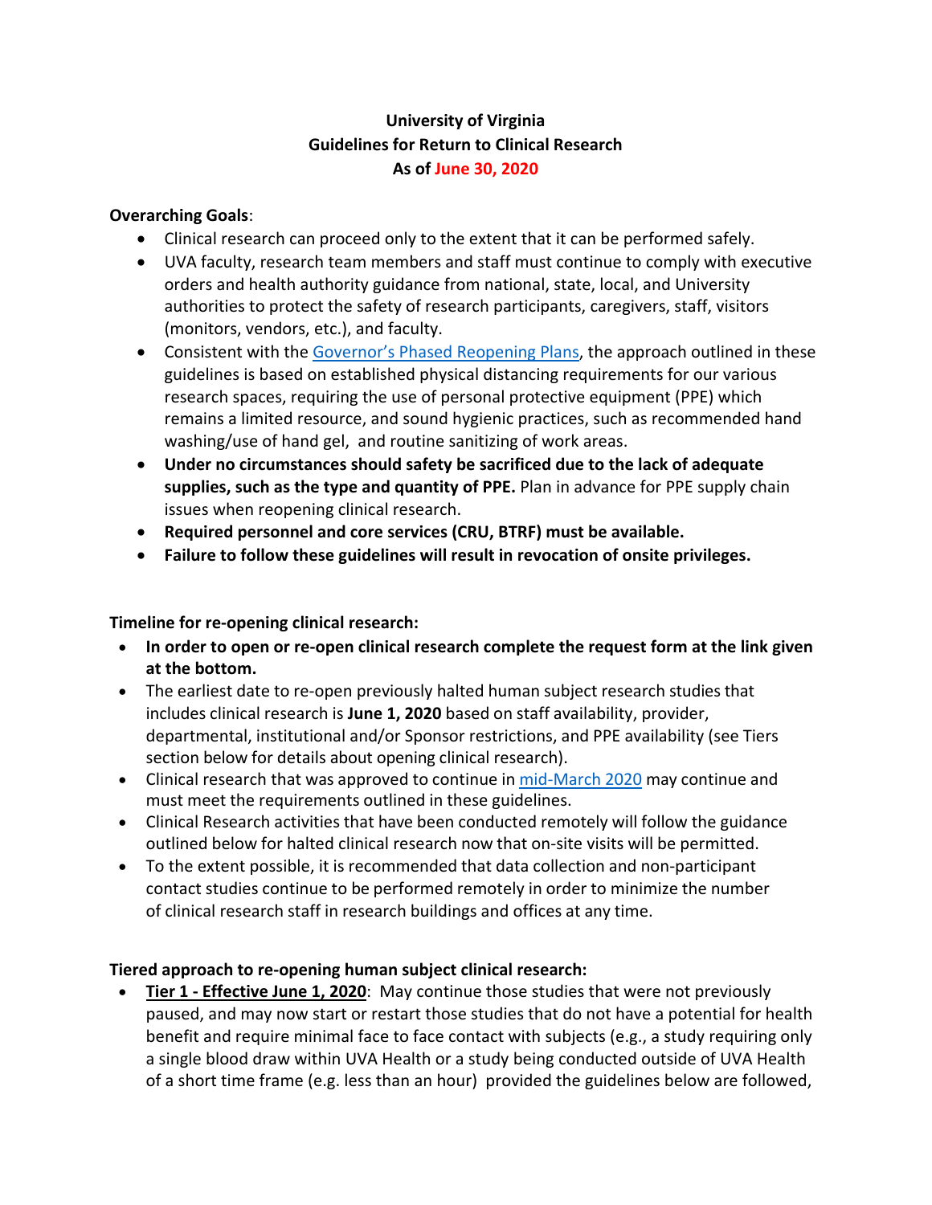**University of Virginia**
**Guidelines for Return to Clinical Research**
**As of June 30, 2020**

**Overarching Goals**:

- Clinical research can proceed only to the extent that it can be performed safely.
- UVA faculty, research team members and staff must continue to comply with executive orders and health authority guidance from national, state, local, and University authorities to protect the safety of research participants, caregivers, staff, visitors (monitors, vendors, etc.), and faculty.
- Consistent with the Governor's Phased Reopening Plans, the approach outlined in these guidelines is based on established physical distancing requirements for our various research spaces, requiring the use of personal protective equipment (PPE) which remains a limited resource, and sound hygienic practices, such as recommended hand washing/use of hand gel, and routine sanitizing of work areas.
- **Under no circumstances should safety be sacrificed due to the lack of adequate supplies, such as the type and quantity of PPE.** Plan in advance for PPE supply chain issues when reopening clinical research.
- **Required personnel and core services (CRU, BTRF) must be available.**
- **Failure to follow these guidelines will result in revocation of onsite privileges.**

**Timeline for re-opening clinical research:**

- **In order to open or re-open clinical research complete the request form at the link given at the bottom.**
- The earliest date to re-open previously halted human subject research studies that includes clinical research is **June 1, 2020** based on staff availability, provider, departmental, institutional and/or Sponsor restrictions, and PPE availability (see Tiers section below for details about opening clinical research).
- Clinical research that was approved to continue in mid-March 2020 may continue and must meet the requirements outlined in these guidelines.
- Clinical Research activities that have been conducted remotely will follow the guidance outlined below for halted clinical research now that on-site visits will be permitted.
- To the extent possible, it is recommended that data collection and non-participant contact studies continue to be performed remotely in order to minimize the number of clinical research staff in research buildings and offices at any time.

**Tiered approach to re-opening human subject clinical research:**

- **Tier 1 - Effective June 1, 2020**: May continue those studies that were not previously paused, and may now start or restart those studies that do not have a potential for health benefit and require minimal face to face contact with subjects (e.g., a study requiring only a single blood draw within UVA Health or a study being conducted outside of UVA Health of a short time frame (e.g. less than an hour) provided the guidelines below are followed,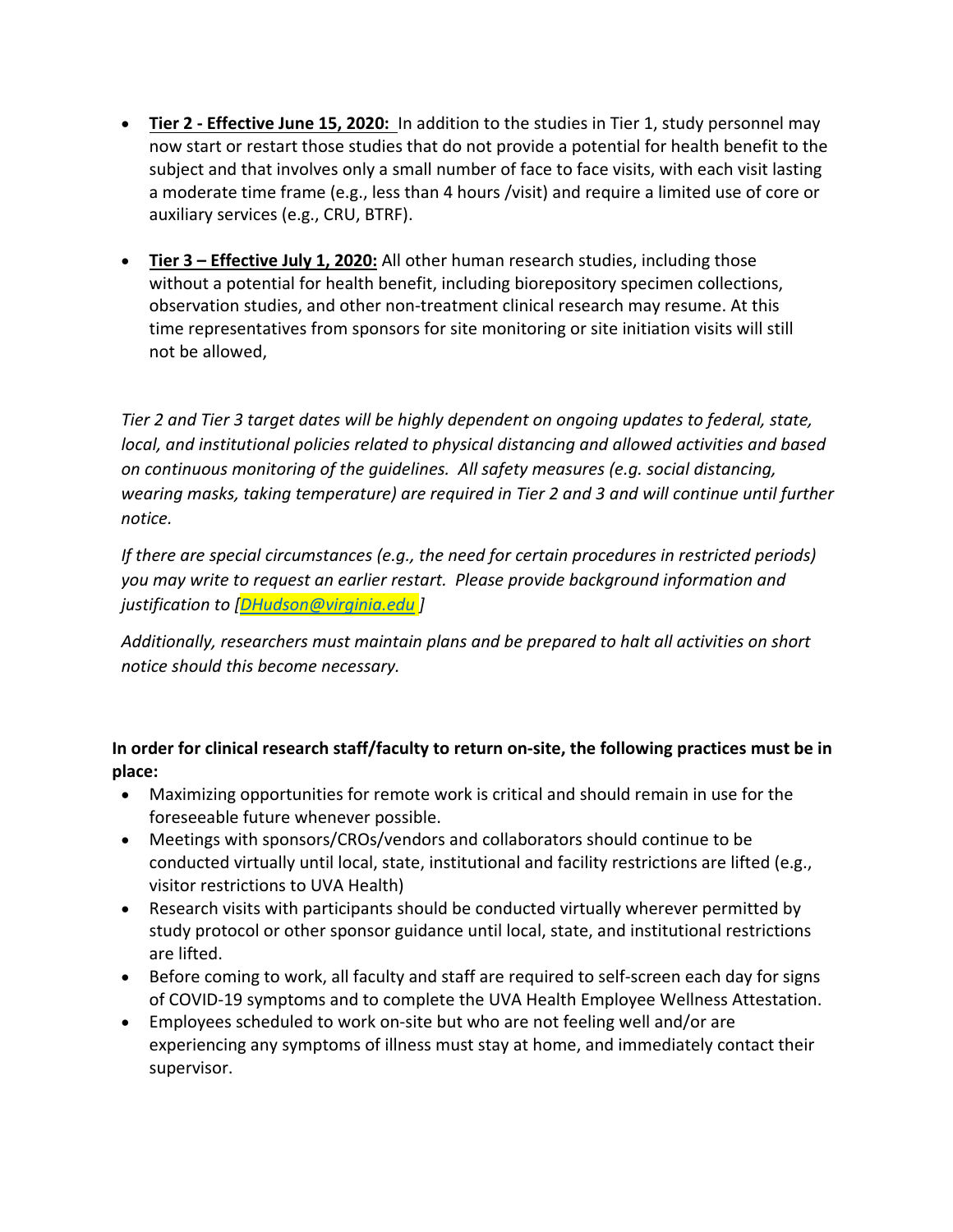- **Tier 2 - Effective June 15, 2020:** In addition to the studies in Tier 1, study personnel may now start or restart those studies that do not provide a potential for health benefit to the subject and that involves only a small number of face to face visits, with each visit lasting a moderate time frame (e.g., less than 4 hours /visit) and require a limited use of core or auxiliary services (e.g., CRU, BTRF).

- **Tier 3 – Effective July 1, 2020:** All other human research studies, including those without a potential for health benefit, including biorepository specimen collections, observation studies, and other non-treatment clinical research may resume. At this time representatives from sponsors for site monitoring or site initiation visits will still not be allowed,

*Tier 2 and Tier 3 target dates will be highly dependent on ongoing updates to federal, state, local, and institutional policies related to physical distancing and allowed activities and based on continuous monitoring of the guidelines. All safety measures (e.g. social distancing, wearing masks, taking temperature) are required in Tier 2 and 3 and will continue until further notice.*

*If there are special circumstances (e.g., the need for certain procedures in restricted periods) you may write to request an earlier restart. Please provide background information and justification to [DHudson@virginia.edu ]*

*Additionally, researchers must maintain plans and be prepared to halt all activities on short notice should this become necessary.*

**In order for clinical research staff/faculty to return on-site, the following practices must be in place:**

- Maximizing opportunities for remote work is critical and should remain in use for the foreseeable future whenever possible.
- Meetings with sponsors/CROs/vendors and collaborators should continue to be conducted virtually until local, state, institutional and facility restrictions are lifted (e.g., visitor restrictions to UVA Health)
- Research visits with participants should be conducted virtually wherever permitted by study protocol or other sponsor guidance until local, state, and institutional restrictions are lifted.
- Before coming to work, all faculty and staff are required to self-screen each day for signs of COVID-19 symptoms and to complete the UVA Health Employee Wellness Attestation.
- Employees scheduled to work on-site but who are not feeling well and/or are experiencing any symptoms of illness must stay at home, and immediately contact their supervisor.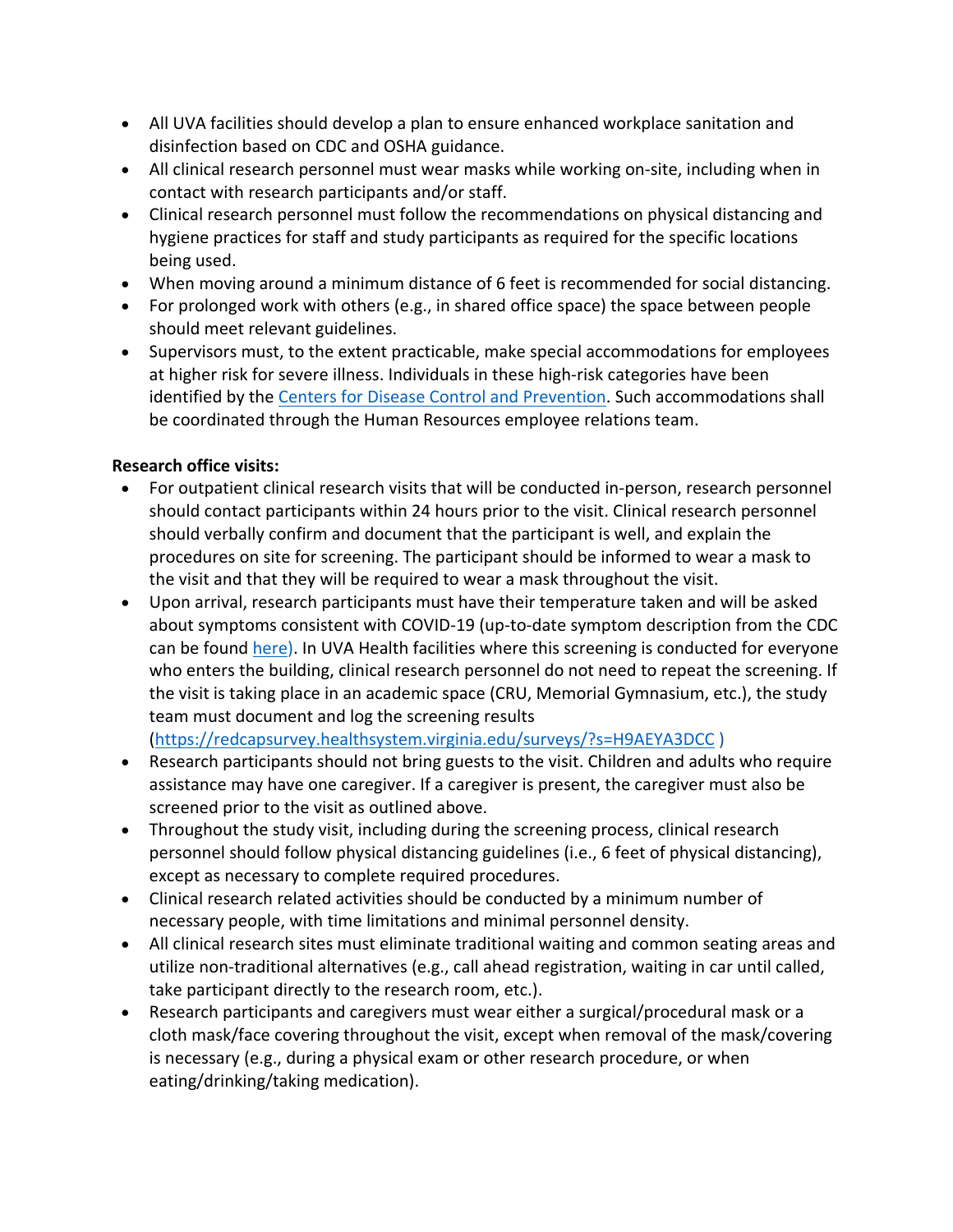- All UVA facilities should develop a plan to ensure enhanced workplace sanitation and disinfection based on CDC and OSHA guidance.
- All clinical research personnel must wear masks while working on-site, including when in contact with research participants and/or staff.
- Clinical research personnel must follow the recommendations on physical distancing and hygiene practices for staff and study participants as required for the specific locations being used.
- When moving around a minimum distance of 6 feet is recommended for social distancing.
- For prolonged work with others (e.g., in shared office space) the space between people should meet relevant guidelines.
- Supervisors must, to the extent practicable, make special accommodations for employees at higher risk for severe illness. Individuals in these high-risk categories have been identified by the Centers for Disease Control and Prevention. Such accommodations shall be coordinated through the Human Resources employee relations team.

**Research office visits:**

- For outpatient clinical research visits that will be conducted in-person, research personnel should contact participants within 24 hours prior to the visit. Clinical research personnel should verbally confirm and document that the participant is well, and explain the procedures on site for screening. The participant should be informed to wear a mask to the visit and that they will be required to wear a mask throughout the visit.
- Upon arrival, research participants must have their temperature taken and will be asked about symptoms consistent with COVID-19 (up-to-date symptom description from the CDC can be found here). In UVA Health facilities where this screening is conducted for everyone who enters the building, clinical research personnel do not need to repeat the screening. If the visit is taking place in an academic space (CRU, Memorial Gymnasium, etc.), the study team must document and log the screening results (https://redcapsurvey.healthsystem.virginia.edu/surveys/?s=H9AEYA3DCC )
- Research participants should not bring guests to the visit. Children and adults who require assistance may have one caregiver. If a caregiver is present, the caregiver must also be screened prior to the visit as outlined above.
- Throughout the study visit, including during the screening process, clinical research personnel should follow physical distancing guidelines (i.e., 6 feet of physical distancing), except as necessary to complete required procedures.
- Clinical research related activities should be conducted by a minimum number of necessary people, with time limitations and minimal personnel density.
- All clinical research sites must eliminate traditional waiting and common seating areas and utilize non-traditional alternatives (e.g., call ahead registration, waiting in car until called, take participant directly to the research room, etc.).
- Research participants and caregivers must wear either a surgical/procedural mask or a cloth mask/face covering throughout the visit, except when removal of the mask/covering is necessary (e.g., during a physical exam or other research procedure, or when eating/drinking/taking medication).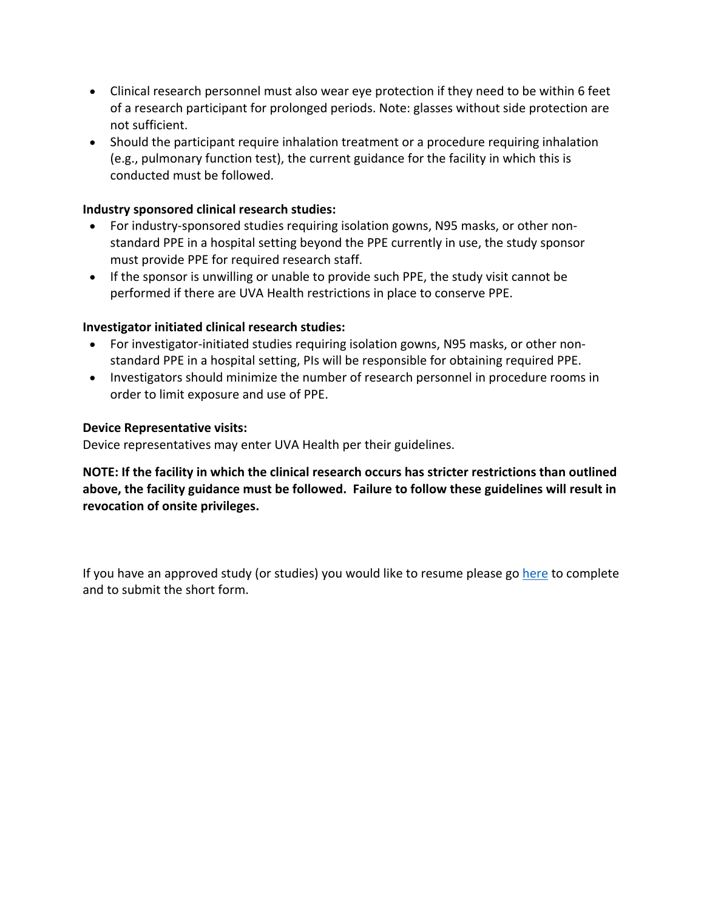- Clinical research personnel must also wear eye protection if they need to be within 6 feet of a research participant for prolonged periods. Note: glasses without side protection are not sufficient.
- Should the participant require inhalation treatment or a procedure requiring inhalation (e.g., pulmonary function test), the current guidance for the facility in which this is conducted must be followed.

**Industry sponsored clinical research studies:**

- For industry-sponsored studies requiring isolation gowns, N95 masks, or other non-standard PPE in a hospital setting beyond the PPE currently in use, the study sponsor must provide PPE for required research staff.
- If the sponsor is unwilling or unable to provide such PPE, the study visit cannot be performed if there are UVA Health restrictions in place to conserve PPE.

**Investigator initiated clinical research studies:**

- For investigator-initiated studies requiring isolation gowns, N95 masks, or other non-standard PPE in a hospital setting, PIs will be responsible for obtaining required PPE.
- Investigators should minimize the number of research personnel in procedure rooms in order to limit exposure and use of PPE.

**Device Representative visits:**

Device representatives may enter UVA Health per their guidelines.

**NOTE: If the facility in which the clinical research occurs has stricter restrictions than outlined above, the facility guidance must be followed. Failure to follow these guidelines will result in revocation of onsite privileges.**

If you have an approved study (or studies) you would like to resume please go here to complete and to submit the short form.